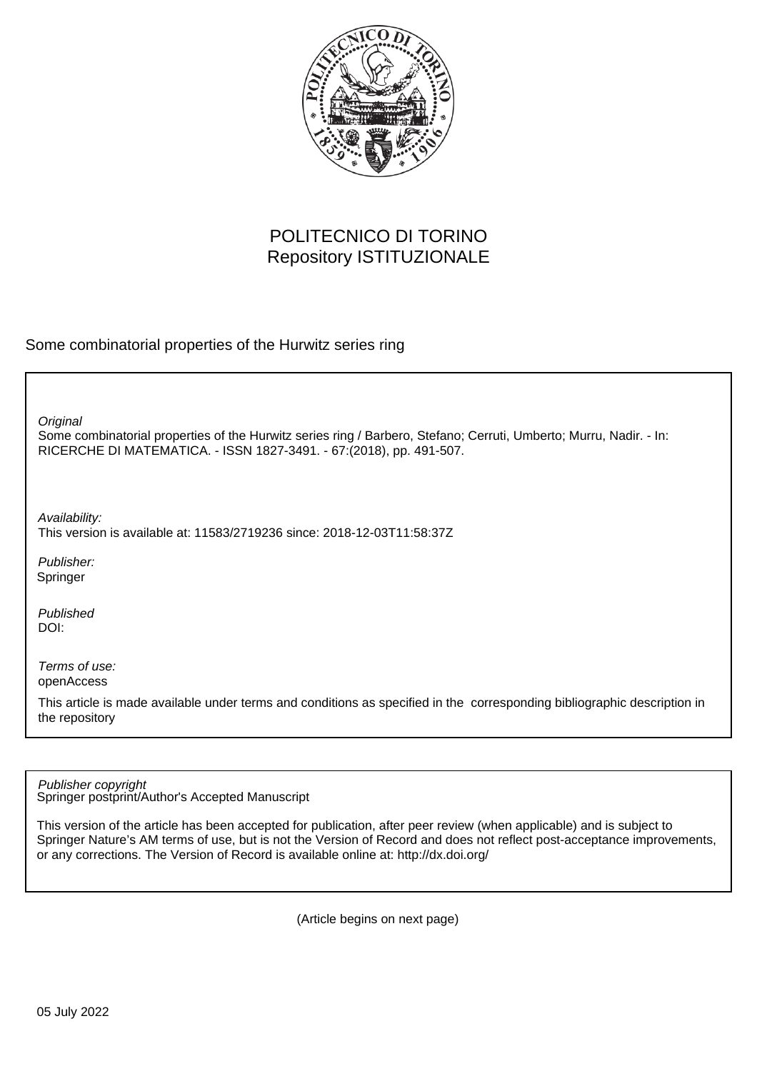POLITECNICO DI TORINO
Repository ISTITUZIONALE

Some combinatorial properties of the Hurwitz series ring

*Original*
Some combinatorial properties of the Hurwitz series ring / Barbero, Stefano; Cerruti, Umberto; Murru, Nadir. - In: RICERCHE DI MATEMATICA. - ISSN 1827-3491. - 67:(2018), pp. 491-507.

*Availability:*
This version is available at: 11583/2719236 since: 2018-12-03T11:58:37Z

*Publisher:*
Springer

*Published*
DOI:

*Terms of use:*
openAccess

This article is made available under terms and conditions as specified in the corresponding bibliographic description in the repository

*Publisher copyright*
Springer postprint/Author's Accepted Manuscript

This version of the article has been accepted for publication, after peer review (when applicable) and is subject to Springer Nature's AM terms of use, but is not the Version of Record and does not reflect post-acceptance improvements, or any corrections. The Version of Record is available online at: http://dx.doi.org/

(Article begins on next page)

05 July 2022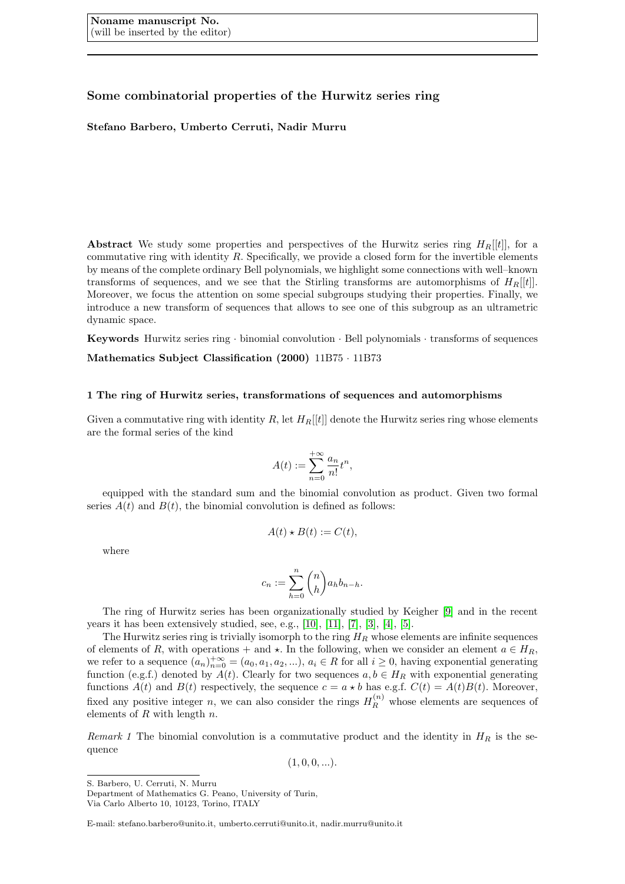Noname manuscript No.
(will be inserted by the editor)

# Some combinatorial properties of the Hurwitz series ring

**Stefano Barbero, Umberto Cerruti, Nadir Murru**

**Abstract** We study some properties and perspectives of the Hurwitz series ring $H_R[[t]]$, for a commutative ring with identity $R$. Specifically, we provide a closed form for the invertible elements by means of the complete ordinary Bell polynomials, we highlight some connections with well–known transforms of sequences, and we see that the Stirling transforms are automorphisms of $H_R[[t]]$. Moreover, we focus the attention on some special subgroups studying their properties. Finally, we introduce a new transform of sequences that allows to see one of this subgroup as an ultrametric dynamic space.

**Keywords** Hurwitz series ring · binomial convolution · Bell polynomials · transforms of sequences

**Mathematics Subject Classification (2000)** 11B75 · 11B73

## 1 The ring of Hurwitz series, transformations of sequences and automorphisms

Given a commutative ring with identity $R$, let $H_R[[t]]$ denote the Hurwitz series ring whose elements are the formal series of the kind

$$A(t) := \sum_{n=0}^{+\infty} \frac{a_n}{n!} t^n,$$

equipped with the standard sum and the binomial convolution as product. Given two formal series $A(t)$ and $B(t)$, the binomial convolution is defined as follows:

$$A(t) \star B(t) := C(t),$$

where

$$c_n := \sum_{h=0}^{n} \binom{n}{h} a_h b_{n-h}.$$

The ring of Hurwitz series has been organizationally studied by Keigher [9] and in the recent years it has been extensively studied, see, e.g., [10], [11], [7], [3], [4], [5].

The Hurwitz series ring is trivially isomorph to the ring $H_R$ whose elements are infinite sequences of elements of $R$, with operations $+$ and $\star$. In the following, when we consider an element $a \in H_R$, we refer to a sequence $(a_n)_{n=0}^{+\infty} = (a_0, a_1, a_2, ...)$, $a_i \in R$ for all $i \geq 0$, having exponential generating function (e.g.f.) denoted by $A(t)$. Clearly for two sequences $a, b \in H_R$ with exponential generating functions $A(t)$ and $B(t)$ respectively, the sequence $c = a \star b$ has e.g.f. $C(t) = A(t)B(t)$. Moreover, fixed any positive integer $n$, we can also consider the rings $H_R^{(n)}$ whose elements are sequences of elements of $R$ with length $n$.

*Remark 1* The binomial convolution is a commutative product and the identity in $H_R$ is the sequence

$$(1, 0, 0, ...).$$

S. Barbero, U. Cerruti, N. Murru
Department of Mathematics G. Peano, University of Turin,
Via Carlo Alberto 10, 10123, Torino, ITALY

E-mail: stefano.barbero@unito.it, umberto.cerruti@unito.it, nadir.murru@unito.it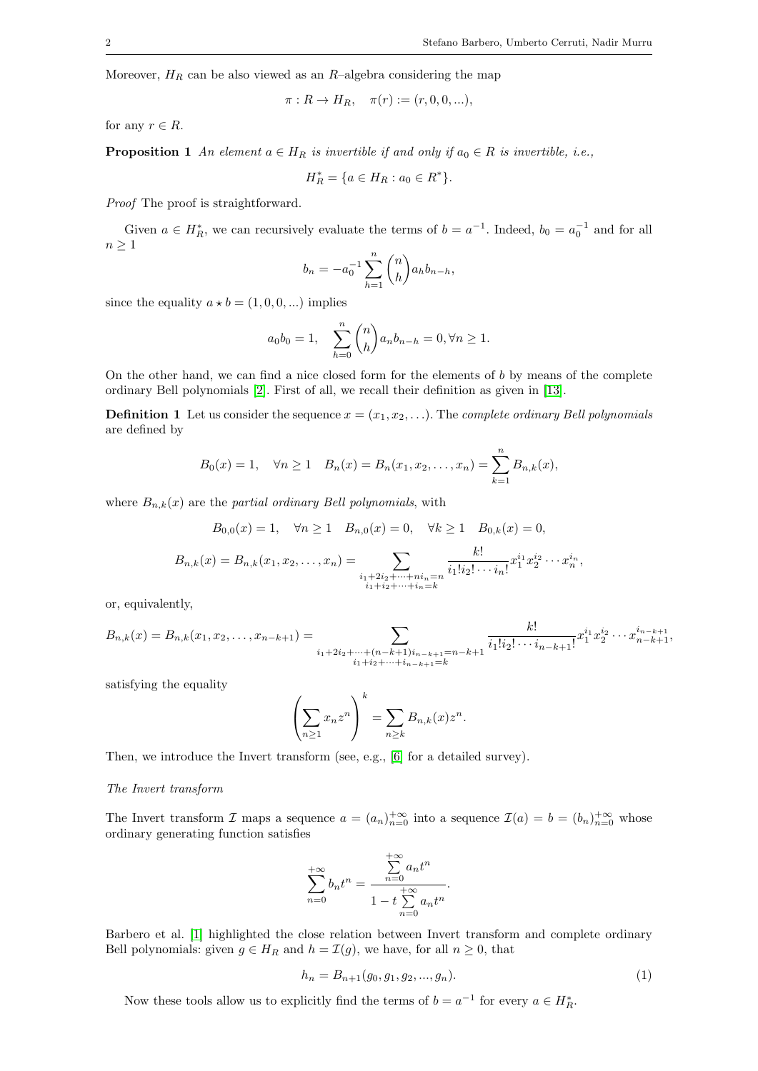Moreover, $H_R$ can be also viewed as an $R$–algebra considering the map

$$\pi : R \to H_R, \quad \pi(r) := (r, 0, 0, ...),$$

for any $r \in R$.

**Proposition 1** *An element $a \in H_R$ is invertible if and only if $a_0 \in R$ is invertible, i.e.,*

$$H_R^* = \{a \in H_R : a_0 \in R^*\}.$$

*Proof* The proof is straightforward.

Given $a \in H_R^*$, we can recursively evaluate the terms of $b = a^{-1}$. Indeed, $b_0 = a_0^{-1}$ and for all $n \geq 1$

$$b_n = -a_0^{-1} \sum_{h=1}^{n} \binom{n}{h} a_h b_{n-h},$$

since the equality $a \star b = (1, 0, 0, ...)$ implies

$$a_0 b_0 = 1, \quad \sum_{h=0}^{n} \binom{n}{h} a_n b_{n-h} = 0, \forall n \geq 1.$$

On the other hand, we can find a nice closed form for the elements of $b$ by means of the complete ordinary Bell polynomials [2]. First of all, we recall their definition as given in [13].

**Definition 1** Let us consider the sequence $x = (x_1, x_2, \ldots)$. The *complete ordinary Bell polynomials* are defined by

$$B_0(x) = 1, \quad \forall n \geq 1 \quad B_n(x) = B_n(x_1, x_2, \ldots, x_n) = \sum_{k=1}^{n} B_{n,k}(x),$$

where $B_{n,k}(x)$ are the *partial ordinary Bell polynomials*, with

$$B_{0,0}(x) = 1, \quad \forall n \geq 1 \quad B_{n,0}(x) = 0, \quad \forall k \geq 1 \quad B_{0,k}(x) = 0,$$

$$B_{n,k}(x) = B_{n,k}(x_1, x_2, \ldots, x_n) = \sum_{\substack{i_1 + 2i_2 + \cdots + ni_n = n \\ i_1 + i_2 + \cdots + i_n = k}} \frac{k!}{i_1! i_2! \cdots i_n!} x_1^{i_1} x_2^{i_2} \cdots x_n^{i_n},$$

or, equivalently,

$$B_{n,k}(x) = B_{n,k}(x_1, x_2, \ldots, x_{n-k+1}) = \sum_{\substack{i_1 + 2i_2 + \cdots + (n-k+1)i_{n-k+1} = n-k+1 \\ i_1 + i_2 + \cdots + i_{n-k+1} = k}} \frac{k!}{i_1! i_2! \cdots i_{n-k+1}!} x_1^{i_1} x_2^{i_2} \cdots x_{n-k+1}^{i_{n-k+1}},$$

satisfying the equality

$$\left( \sum_{n \geq 1} x_n z^n \right)^k = \sum_{n \geq k} B_{n,k}(x) z^n.$$

Then, we introduce the Invert transform (see, e.g., [6] for a detailed survey).

*The Invert transform*

The Invert transform $\mathcal{I}$ maps a sequence $a = (a_n)_{n=0}^{+\infty}$ into a sequence $\mathcal{I}(a) = b = (b_n)_{n=0}^{+\infty}$ whose ordinary generating function satisfies

$$\sum_{n=0}^{+\infty} b_n t^n = \frac{\sum_{n=0}^{+\infty} a_n t^n}{1 - t \sum_{n=0}^{+\infty} a_n t^n}.$$

Barbero et al. [1] highlighted the close relation between Invert transform and complete ordinary Bell polynomials: given $g \in H_R$ and $h = \mathcal{I}(g)$, we have, for all $n \geq 0$, that

$$h_n = B_{n+1}(g_0, g_1, g_2, ..., g_n). \tag{1}$$

Now these tools allow us to explicitly find the terms of $b = a^{-1}$ for every $a \in H_R^*$.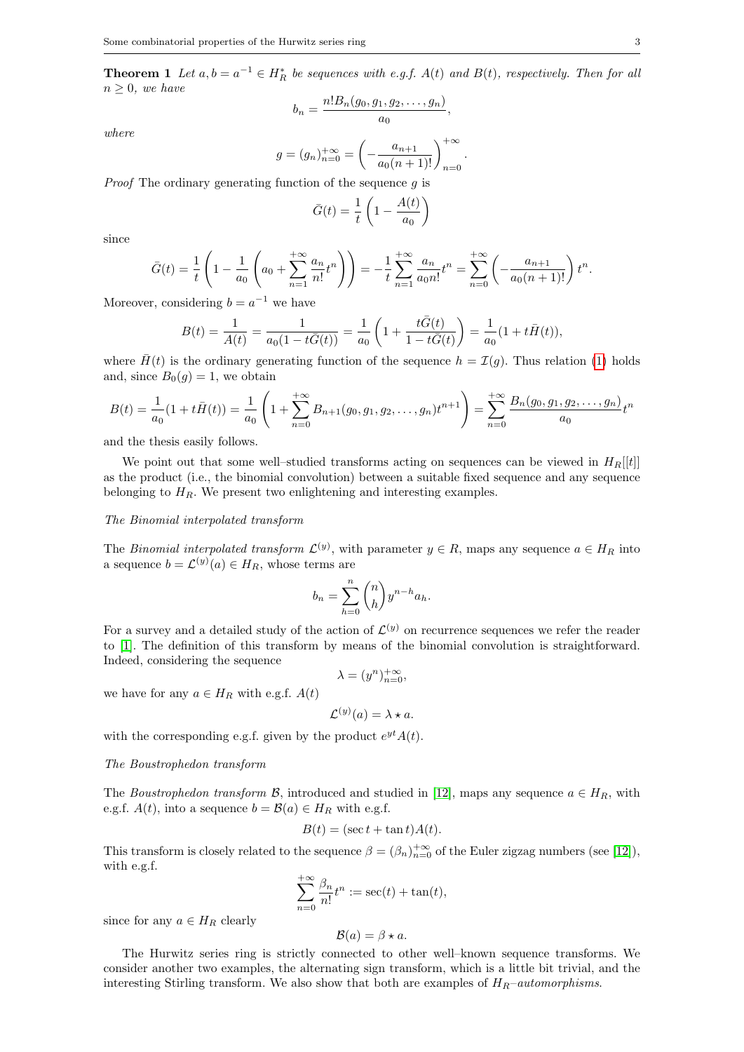**Theorem 1** *Let $a, b = a^{-1} \in H_R^*$ be sequences with e.g.f. $A(t)$ and $B(t)$, respectively. Then for all $n \geq 0$, we have*

$$b_n = \frac{n! B_n(g_0, g_1, g_2, \dots, g_n)}{a_0},$$

*where*

$$g = (g_n)_{n=0}^{+\infty} = \left( -\frac{a_{n+1}}{a_0 (n+1)!} \right)_{n=0}^{+\infty}.$$

*Proof* The ordinary generating function of the sequence $g$ is

$$\bar{G}(t) = \frac{1}{t}\left(1 - \frac{A(t)}{a_0}\right)$$

since

$$\bar{G}(t) = \frac{1}{t}\left(1 - \frac{1}{a_0}\left(a_0 + \sum_{n=1}^{+\infty} \frac{a_n}{n!} t^n\right)\right) = -\frac{1}{t}\sum_{n=1}^{+\infty} \frac{a_n}{a_0 n!} t^n = \sum_{n=0}^{+\infty}\left(-\frac{a_{n+1}}{a_0 (n+1)!}\right) t^n.$$

Moreover, considering $b = a^{-1}$ we have

$$B(t) = \frac{1}{A(t)} = \frac{1}{a_0(1 - t\bar{G}(t))} = \frac{1}{a_0}\left(1 + \frac{t\bar{G}(t)}{1 - t\bar{G}(t)}\right) = \frac{1}{a_0}(1 + t\bar{H}(t)),$$

where $\bar{H}(t)$ is the ordinary generating function of the sequence $h = \mathcal{I}(g)$. Thus relation (1) holds and, since $B_0(g) = 1$, we obtain

$$B(t) = \frac{1}{a_0}(1 + t\bar{H}(t)) = \frac{1}{a_0}\left(1 + \sum_{n=0}^{+\infty} B_{n+1}(g_0, g_1, g_2, \dots, g_n) t^{n+1}\right) = \sum_{n=0}^{+\infty} \frac{B_n(g_0, g_1, g_2, \dots, g_n)}{a_0} t^n$$

and the thesis easily follows.

We point out that some well–studied transforms acting on sequences can be viewed in $H_R[[t]]$ as the product (i.e., the binomial convolution) between a suitable fixed sequence and any sequence belonging to $H_R$. We present two enlightening and interesting examples.

*The Binomial interpolated transform*

The *Binomial interpolated transform* $\mathcal{L}^{(y)}$, with parameter $y \in R$, maps any sequence $a \in H_R$ into a sequence $b = \mathcal{L}^{(y)}(a) \in H_R$, whose terms are

$$b_n = \sum_{h=0}^{n} \binom{n}{h} y^{n-h} a_h.$$

For a survey and a detailed study of the action of $\mathcal{L}^{(y)}$ on recurrence sequences we refer the reader to [1]. The definition of this transform by means of the binomial convolution is straightforward. Indeed, considering the sequence

$$\lambda = (y^n)_{n=0}^{+\infty},$$

we have for any $a \in H_R$ with e.g.f. $A(t)$

$$\mathcal{L}^{(y)}(a) = \lambda \star a.$$

with the corresponding e.g.f. given by the product $e^{yt}A(t)$.

*The Boustrophedon transform*

The *Boustrophedon transform* $\mathcal{B}$, introduced and studied in [12], maps any sequence $a \in H_R$, with e.g.f. $A(t)$, into a sequence $b = \mathcal{B}(a) \in H_R$ with e.g.f.

$$B(t) = (\sec t + \tan t)A(t).$$

This transform is closely related to the sequence $\beta = (\beta_n)_{n=0}^{+\infty}$ of the Euler zigzag numbers (see [12]), with e.g.f.

$$\sum_{n=0}^{+\infty} \frac{\beta_n}{n!} t^n := \sec(t) + \tan(t),$$

since for any $a \in H_R$ clearly

$$\mathcal{B}(a) = \beta \star a.$$

The Hurwitz series ring is strictly connected to other well–known sequence transforms. We consider another two examples, the alternating sign transform, which is a little bit trivial, and the interesting Stirling transform. We also show that both are examples of $H_R$–*automorphisms*.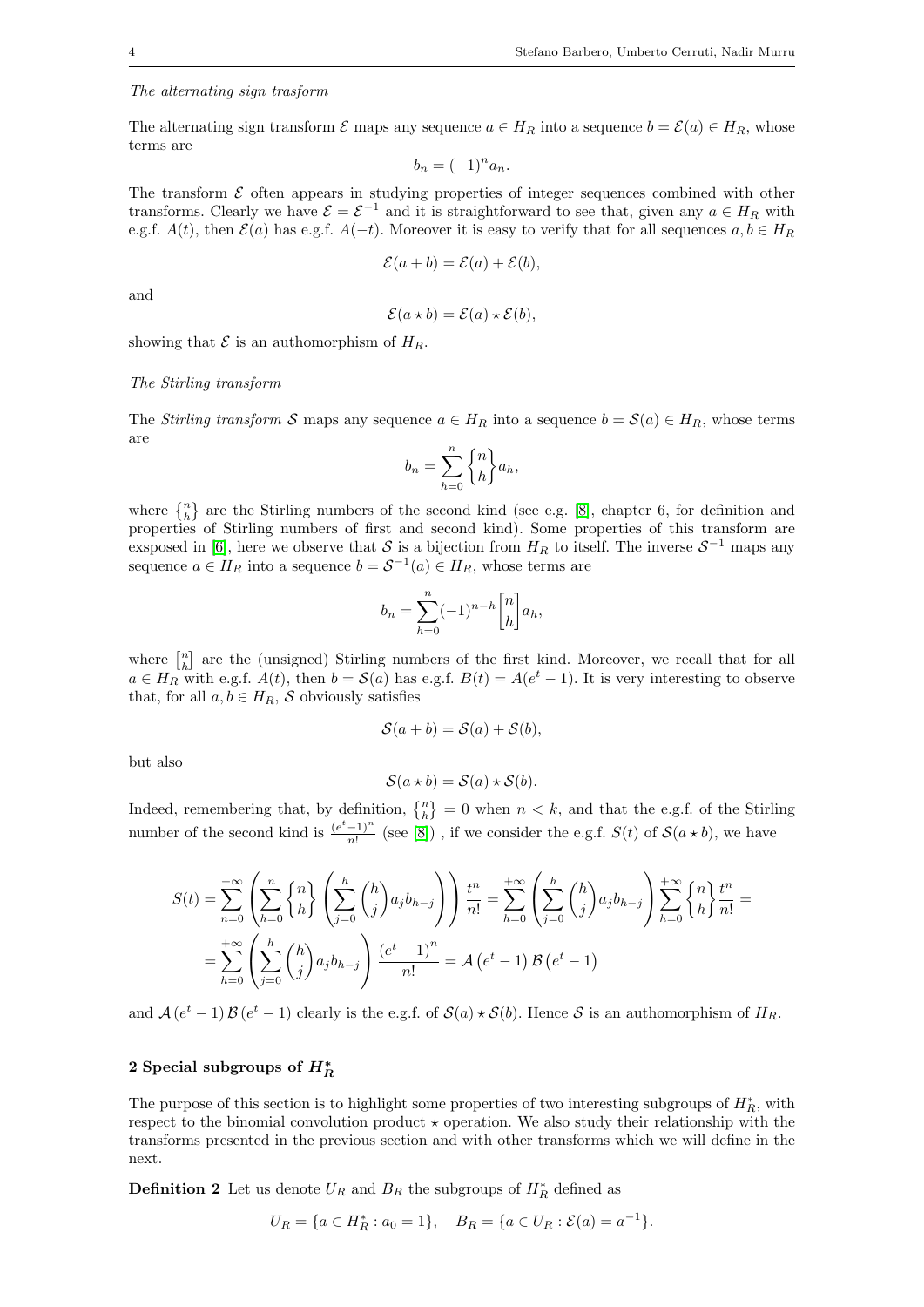*The alternating sign trasform*

The alternating sign transform $\mathcal{E}$ maps any sequence $a \in H_R$ into a sequence $b = \mathcal{E}(a) \in H_R$, whose terms are

$$b_n = (-1)^n a_n.$$

The transform $\mathcal{E}$ often appears in studying properties of integer sequences combined with other transforms. Clearly we have $\mathcal{E} = \mathcal{E}^{-1}$ and it is straightforward to see that, given any $a \in H_R$ with e.g.f. $A(t)$, then $\mathcal{E}(a)$ has e.g.f. $A(-t)$. Moreover it is easy to verify that for all sequences $a, b \in H_R$

$$\mathcal{E}(a + b) = \mathcal{E}(a) + \mathcal{E}(b),$$

and

$$\mathcal{E}(a \star b) = \mathcal{E}(a) \star \mathcal{E}(b),$$

showing that $\mathcal{E}$ is an authomorphism of $H_R$.

*The Stirling transform*

The *Stirling transform* $\mathcal{S}$ maps any sequence $a \in H_R$ into a sequence $b = \mathcal{S}(a) \in H_R$, whose terms are

$$b_n = \sum_{h=0}^{n} \left\{ {n \atop h} \right\} a_h,$$

where $\left\{ {n \atop h} \right\}$ are the Stirling numbers of the second kind (see e.g. [8], chapter 6, for definition and properties of Stirling numbers of first and second kind). Some properties of this transform are exsposed in [6], here we observe that $\mathcal{S}$ is a bijection from $H_R$ to itself. The inverse $\mathcal{S}^{-1}$ maps any sequence $a \in H_R$ into a sequence $b = \mathcal{S}^{-1}(a) \in H_R$, whose terms are

$$b_n = \sum_{h=0}^{n} (-1)^{n-h} \left[ {n \atop h} \right] a_h,$$

where $\left[ {n \atop h} \right]$ are the (unsigned) Stirling numbers of the first kind. Moreover, we recall that for all $a \in H_R$ with e.g.f. $A(t)$, then $b = \mathcal{S}(a)$ has e.g.f. $B(t) = A(e^t - 1)$. It is very interesting to observe that, for all $a, b \in H_R$, $\mathcal{S}$ obviously satisfies

$$\mathcal{S}(a + b) = \mathcal{S}(a) + \mathcal{S}(b),$$

but also

$$\mathcal{S}(a \star b) = \mathcal{S}(a) \star \mathcal{S}(b).$$

Indeed, remembering that, by definition, $\left\{ {n \atop h} \right\} = 0$ when $n < k$, and that the e.g.f. of the Stirling number of the second kind is $\frac{(e^t-1)^n}{n!}$ (see [8]) , if we consider the e.g.f. $S(t)$ of $\mathcal{S}(a \star b)$, we have

$$S(t) = \sum_{n=0}^{+\infty} \left( \sum_{h=0}^{n} \left\{ {n \atop h} \right\} \left( \sum_{j=0}^{h} \binom{h}{j} a_j b_{h-j} \right) \right) \frac{t^n}{n!} = \sum_{h=0}^{+\infty} \left( \sum_{j=0}^{h} \binom{h}{j} a_j b_{h-j} \right) \sum_{h=0}^{+\infty} \left\{ {n \atop h} \right\} \frac{t^n}{n!} =$$

$$= \sum_{h=0}^{+\infty} \left( \sum_{j=0}^{h} \binom{h}{j} a_j b_{h-j} \right) \frac{(e^t - 1)^n}{n!} = \mathcal{A}\left(e^t - 1\right) \mathcal{B}\left(e^t - 1\right)$$

and $\mathcal{A}\left(e^t - 1\right) \mathcal{B}\left(e^t - 1\right)$ clearly is the e.g.f. of $\mathcal{S}(a) \star \mathcal{S}(b)$. Hence $\mathcal{S}$ is an authomorphism of $H_R$.

## 2 Special subgroups of $H_R^*$

The purpose of this section is to highlight some properties of two interesting subgroups of $H_R^*$, with respect to the binomial convolution product $\star$ operation. We also study their relationship with the transforms presented in the previous section and with other transforms which we will define in the next.

**Definition 2** Let us denote $U_R$ and $B_R$ the subgroups of $H_R^*$ defined as

$$U_R = \{a \in H_R^* : a_0 = 1\}, \quad B_R = \{a \in U_R : \mathcal{E}(a) = a^{-1}\}.$$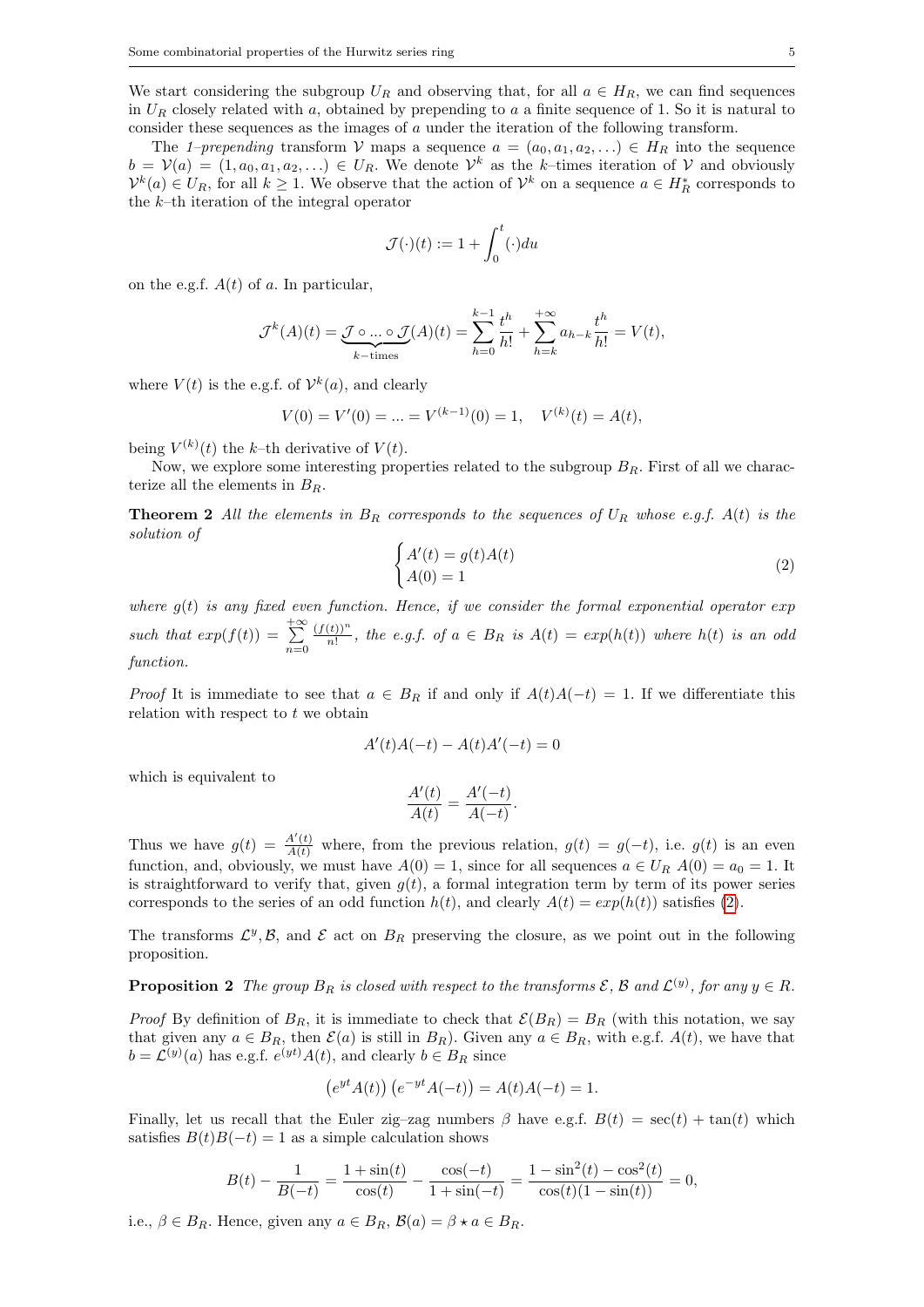We start considering the subgroup $U_R$ and observing that, for all $a \in H_R$, we can find sequences in $U_R$ closely related with $a$, obtained by prepending to $a$ a finite sequence of 1. So it is natural to consider these sequences as the images of $a$ under the iteration of the following transform.

The *1–prepending* transform $\mathcal{V}$ maps a sequence $a = (a_0, a_1, a_2, \ldots) \in H_R$ into the sequence $b = \mathcal{V}(a) = (1, a_0, a_1, a_2, \ldots) \in U_R$. We denote $\mathcal{V}^k$ as the $k$–times iteration of $\mathcal{V}$ and obviously $\mathcal{V}^k(a) \in U_R$, for all $k \geq 1$. We observe that the action of $\mathcal{V}^k$ on a sequence $a \in H_R^*$ corresponds to the $k$–th iteration of the integral operator

$$\mathcal{J}(\cdot)(t) := 1 + \int_0^t (\cdot) du$$

on the e.g.f. $A(t)$ of $a$. In particular,

$$\mathcal{J}^k(A)(t) = \underbrace{\mathcal{J} \circ \ldots \circ \mathcal{J}}_{k\text{–times}}(A)(t) = \sum_{h=0}^{k-1} \frac{t^h}{h!} + \sum_{h=k}^{+\infty} a_{h-k} \frac{t^h}{h!} = V(t),$$

where $V(t)$ is the e.g.f. of $\mathcal{V}^k(a)$, and clearly

$$V(0) = V'(0) = \ldots = V^{(k-1)}(0) = 1, \quad V^{(k)}(t) = A(t),$$

being $V^{(k)}(t)$ the $k$–th derivative of $V(t)$.

Now, we explore some interesting properties related to the subgroup $B_R$. First of all we characterize all the elements in $B_R$.

**Theorem 2** *All the elements in $B_R$ corresponds to the sequences of $U_R$ whose e.g.f. $A(t)$ is the solution of*

$$\begin{cases} A'(t) = g(t)A(t) \\ A(0) = 1 \end{cases} \tag{2}$$

*where $g(t)$ is any fixed even function. Hence, if we consider the formal exponential operator exp such that $exp(f(t)) = \sum_{n=0}^{+\infty} \frac{(f(t))^n}{n!}$, the e.g.f. of $a \in B_R$ is $A(t) = exp(h(t))$ where $h(t)$ is an odd function.*

*Proof* It is immediate to see that $a \in B_R$ if and only if $A(t)A(-t) = 1$. If we differentiate this relation with respect to $t$ we obtain

$$A'(t)A(-t) - A(t)A'(-t) = 0$$

which is equivalent to

$$\frac{A'(t)}{A(t)} = \frac{A'(-t)}{A(-t)}.$$

Thus we have $g(t) = \frac{A'(t)}{A(t)}$ where, from the previous relation, $g(t) = g(-t)$, i.e. $g(t)$ is an even function, and, obviously, we must have $A(0) = 1$, since for all sequences $a \in U_R$ $A(0) = a_0 = 1$. It is straightforward to verify that, given $g(t)$, a formal integration term by term of its power series corresponds to the series of an odd function $h(t)$, and clearly $A(t) = exp(h(t))$ satisfies (2).

The transforms $\mathcal{L}^y, \mathcal{B}$, and $\mathcal{E}$ act on $B_R$ preserving the closure, as we point out in the following proposition.

**Proposition 2** *The group $B_R$ is closed with respect to the transforms $\mathcal{E}$, $\mathcal{B}$ and $\mathcal{L}^{(y)}$, for any $y \in R$.*

*Proof* By definition of $B_R$, it is immediate to check that $\mathcal{E}(B_R) = B_R$ (with this notation, we say that given any $a \in B_R$, then $\mathcal{E}(a)$ is still in $B_R$). Given any $a \in B_R$, with e.g.f. $A(t)$, we have that $b = \mathcal{L}^{(y)}(a)$ has e.g.f. $e^{(yt)}A(t)$, and clearly $b \in B_R$ since

$$\left(e^{yt}A(t)\right)\left(e^{-yt}A(-t)\right) = A(t)A(-t) = 1.$$

Finally, let us recall that the Euler zig–zag numbers $\beta$ have e.g.f. $B(t) = \sec(t) + \tan(t)$ which satisfies $B(t)B(-t) = 1$ as a simple calculation shows

$$B(t) - \frac{1}{B(-t)} = \frac{1+\sin(t)}{\cos(t)} - \frac{\cos(-t)}{1+\sin(-t)} = \frac{1-\sin^2(t) - \cos^2(t)}{\cos(t)(1-\sin(t))} = 0,$$

i.e., $\beta \in B_R$. Hence, given any $a \in B_R$, $\mathcal{B}(a) = \beta \star a \in B_R$.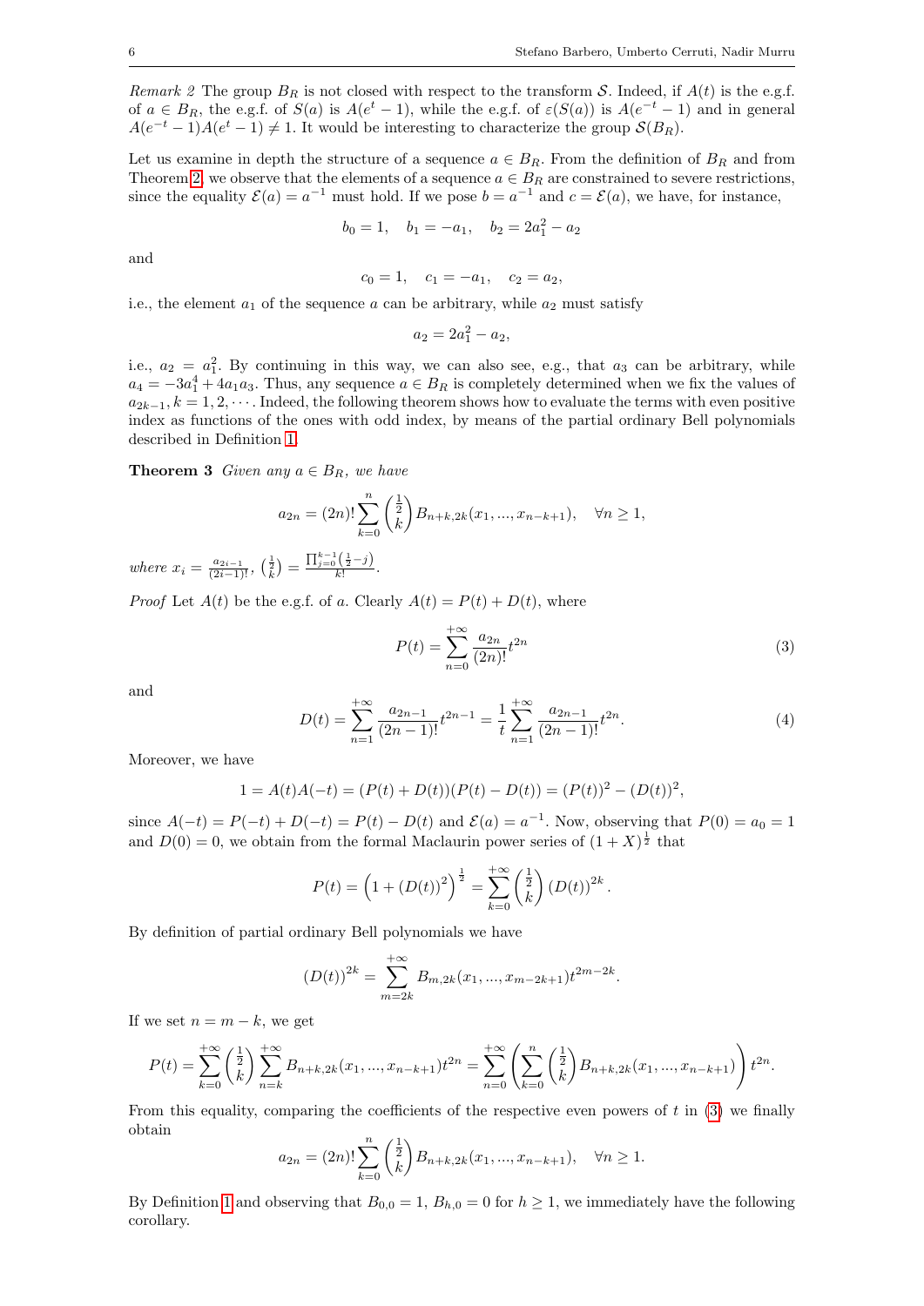*Remark 2* The group $B_R$ is not closed with respect to the transform $\mathcal{S}$. Indeed, if $A(t)$ is the e.g.f. of $a \in B_R$, the e.g.f. of $S(a)$ is $A(e^t - 1)$, while the e.g.f. of $\varepsilon(S(a))$ is $A(e^{-t}-1)$ and in general $A(e^{-t}-1)A(e^t-1) \neq 1$. It would be interesting to characterize the group $\mathcal{S}(B_R)$.

Let us examine in depth the structure of a sequence $a \in B_R$. From the definition of $B_R$ and from Theorem 2, we observe that the elements of a sequence $a \in B_R$ are constrained to severe restrictions, since the equality $\mathcal{E}(a) = a^{-1}$ must hold. If we pose $b = a^{-1}$ and $c = \mathcal{E}(a)$, we have, for instance,

$$b_0 = 1, \quad b_1 = -a_1, \quad b_2 = 2a_1^2 - a_2$$

and

$$c_0 = 1, \quad c_1 = -a_1, \quad c_2 = a_2,$$

i.e., the element $a_1$ of the sequence $a$ can be arbitrary, while $a_2$ must satisfy

$$a_2 = 2a_1^2 - a_2,$$

i.e., $a_2 = a_1^2$. By continuing in this way, we can also see, e.g., that $a_3$ can be arbitrary, while $a_4 = -3a_1^4 + 4a_1a_3$. Thus, any sequence $a \in B_R$ is completely determined when we fix the values of $a_{2k-1}, k = 1, 2, \cdots$. Indeed, the following theorem shows how to evaluate the terms with even positive index as functions of the ones with odd index, by means of the partial ordinary Bell polynomials described in Definition 1.

**Theorem 3** *Given any $a \in B_R$, we have*

$$a_{2n} = (2n)! \sum_{k=0}^{n} \binom{\frac{1}{2}}{k} B_{n+k,2k}(x_1, ..., x_{n-k+1}), \quad \forall n \geq 1,$$

*where* $x_i = \frac{a_{2i-1}}{(2i-1)!}$, $\binom{\frac{1}{2}}{k} = \frac{\prod_{j=0}^{k-1}\left(\frac{1}{2}-j\right)}{k!}$.

*Proof* Let $A(t)$ be the e.g.f. of $a$. Clearly $A(t) = P(t) + D(t)$, where

$$P(t) = \sum_{n=0}^{+\infty} \frac{a_{2n}}{(2n)!} t^{2n} \tag{3}$$

and

$$D(t) = \sum_{n=1}^{+\infty} \frac{a_{2n-1}}{(2n-1)!} t^{2n-1} = \frac{1}{t} \sum_{n=1}^{+\infty} \frac{a_{2n-1}}{(2n-1)!} t^{2n}. \tag{4}$$

Moreover, we have

$$1 = A(t)A(-t) = (P(t) + D(t))(P(t) - D(t)) = (P(t))^2 - (D(t))^2,$$

since $A(-t) = P(-t) + D(-t) = P(t) - D(t)$ and $\mathcal{E}(a) = a^{-1}$. Now, observing that $P(0) = a_0 = 1$ and $D(0) = 0$, we obtain from the formal Maclaurin power series of $(1 + X)^{\frac{1}{2}}$ that

$$P(t) = \left(1 + (D(t))^2\right)^{\frac{1}{2}} = \sum_{k=0}^{+\infty} \binom{\frac{1}{2}}{k} (D(t))^{2k}.$$

By definition of partial ordinary Bell polynomials we have

$$(D(t))^{2k} = \sum_{m=2k}^{+\infty} B_{m,2k}(x_1, ..., x_{m-2k+1}) t^{2m-2k}.$$

If we set $n = m - k$, we get

$$P(t) = \sum_{k=0}^{+\infty} \binom{\frac{1}{2}}{k} \sum_{n=k}^{+\infty} B_{n+k,2k}(x_1, ..., x_{n-k+1}) t^{2n} = \sum_{n=0}^{+\infty} \left( \sum_{k=0}^{n} \binom{\frac{1}{2}}{k} B_{n+k,2k}(x_1, ..., x_{n-k+1}) \right) t^{2n}.$$

From this equality, comparing the coefficients of the respective even powers of $t$ in (3) we finally obtain

$$a_{2n} = (2n)! \sum_{k=0}^{n} \binom{\frac{1}{2}}{k} B_{n+k,2k}(x_1, ..., x_{n-k+1}), \quad \forall n \geq 1.$$

By Definition 1 and observing that $B_{0,0} = 1$, $B_{h,0} = 0$ for $h \geq 1$, we immediately have the following corollary.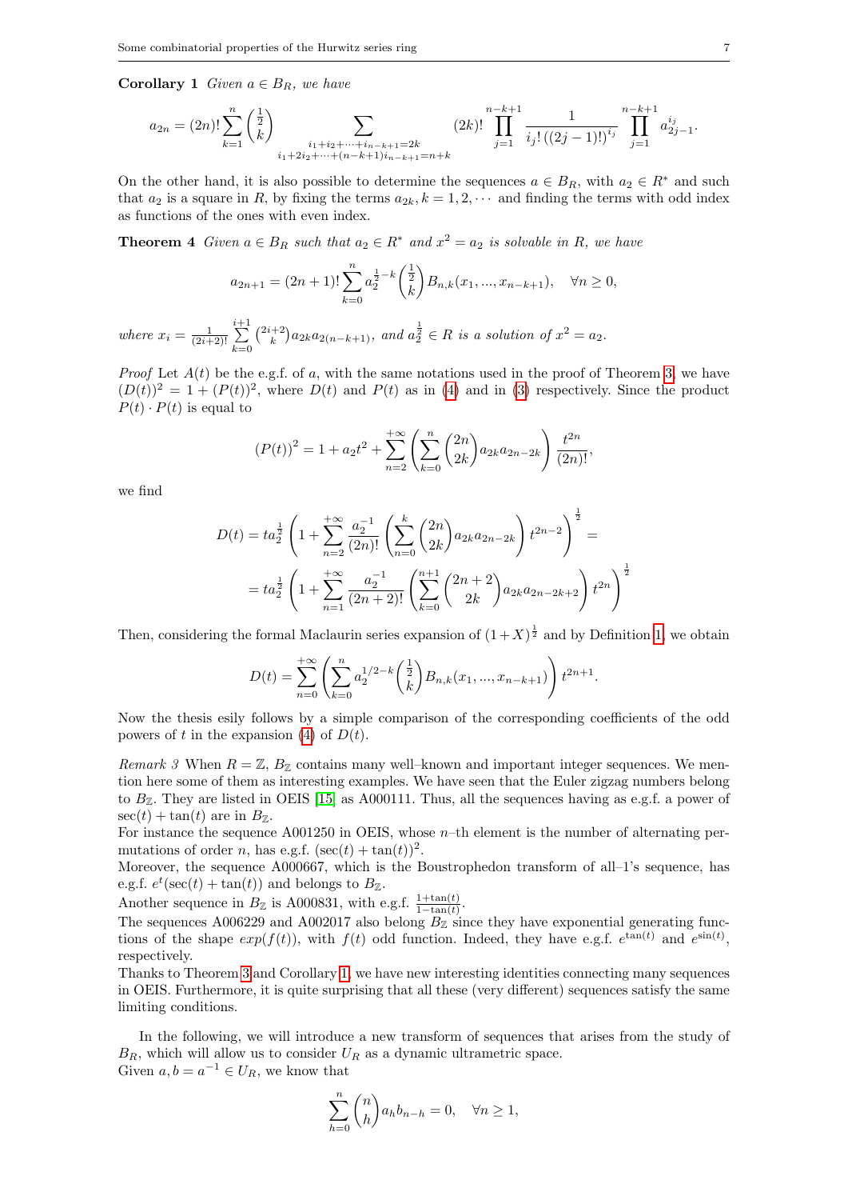**Corollary 1** *Given $a \in B_R$, we have*

$$a_{2n} = (2n)! \sum_{k=1}^{n} \binom{\frac{1}{2}}{k} \sum_{\substack{i_1+i_2+\cdots+i_{n-k+1}=2k \\ i_1+2i_2+\cdots+(n-k+1)i_{n-k+1}=n+k}} (2k)! \prod_{j=1}^{n-k+1} \frac{1}{i_j!\,((2j-1)!)^{i_j}} \prod_{j=1}^{n-k+1} a_{2j-1}^{i_j}.$$

On the other hand, it is also possible to determine the sequences $a \in B_R$, with $a_2 \in R^*$ and such that $a_2$ is a square in $R$, by fixing the terms $a_{2k}, k = 1, 2, \cdots$ and finding the terms with odd index as functions of the ones with even index.

**Theorem 4** *Given $a \in B_R$ such that $a_2 \in R^*$ and $x^2 = a_2$ is solvable in $R$, we have*

$$a_{2n+1} = (2n+1)! \sum_{k=0}^{n} a_2^{\frac{1}{2}-k} \binom{\frac{1}{2}}{k} B_{n,k}(x_1, ..., x_{n-k+1}), \quad \forall n \geq 0,$$

*where $x_i = \frac{1}{(2i+2)!} \sum_{k=0}^{i+1} \binom{2i+2}{k} a_{2k} a_{2(n-k+1)}$, and $a_2^{\frac{1}{2}} \in R$ is a solution of $x^2 = a_2$.*

*Proof* Let $A(t)$ be the e.g.f. of $a$, with the same notations used in the proof of Theorem 3, we have $(D(t))^2 = 1 + (P(t))^2$, where $D(t)$ and $P(t)$ as in (4) and in (3) respectively. Since the product $P(t) \cdot P(t)$ is equal to

$$(P(t))^2 = 1 + a_2 t^2 + \sum_{n=2}^{+\infty} \left( \sum_{k=0}^{n} \binom{2n}{2k} a_{2k} a_{2n-2k} \right) \frac{t^{2n}}{(2n)!},$$

we find

$$D(t) = t a_2^{\frac{1}{2}} \left( 1 + \sum_{n=2}^{+\infty} \frac{a_2^{-1}}{(2n)!} \left( \sum_{n=0}^{k} \binom{2n}{2k} a_{2k} a_{2n-2k} \right) t^{2n-2} \right)^{\frac{1}{2}} =$$

$$= t a_2^{\frac{1}{2}} \left( 1 + \sum_{n=1}^{+\infty} \frac{a_2^{-1}}{(2n+2)!} \left( \sum_{k=0}^{n+1} \binom{2n+2}{2k} a_{2k} a_{2n-2k+2} \right) t^{2n} \right)^{\frac{1}{2}}$$

Then, considering the formal Maclaurin series expansion of $(1+X)^{\frac{1}{2}}$ and by Definition 1, we obtain

$$D(t) = \sum_{n=0}^{+\infty} \left( \sum_{k=0}^{n} a_2^{1/2-k} \binom{\frac{1}{2}}{k} B_{n,k}(x_1, ..., x_{n-k+1}) \right) t^{2n+1}.$$

Now the thesis esily follows by a simple comparison of the corresponding coefficients of the odd powers of $t$ in the expansion (4) of $D(t)$.

*Remark 3* When $R = \mathbb{Z}$, $B_\mathbb{Z}$ contains many well–known and important integer sequences. We mention here some of them as interesting examples. We have seen that the Euler zigzag numbers belong to $B_\mathbb{Z}$. They are listed in OEIS [15] as A000111. Thus, all the sequences having as e.g.f. a power of $\sec(t) + \tan(t)$ are in $B_\mathbb{Z}$.
For instance the sequence A001250 in OEIS, whose $n$–th element is the number of alternating permutations of order $n$, has e.g.f. $(\sec(t) + \tan(t))^2$.
Moreover, the sequence A000667, which is the Boustrophedon transform of all–1's sequence, has e.g.f. $e^t(\sec(t) + \tan(t))$ and belongs to $B_\mathbb{Z}$.
Another sequence in $B_\mathbb{Z}$ is A000831, with e.g.f. $\frac{1+\tan(t)}{1-\tan(t)}$.
The sequences A006229 and A002017 also belong $B_\mathbb{Z}$ since they have exponential generating functions of the shape $exp(f(t))$, with $f(t)$ odd function. Indeed, they have e.g.f. $e^{\tan(t)}$ and $e^{\sin(t)}$, respectively.
Thanks to Theorem 3 and Corollary 1, we have new interesting identities connecting many sequences in OEIS. Furthermore, it is quite surprising that all these (very different) sequences satisfy the same limiting conditions.

In the following, we will introduce a new transform of sequences that arises from the study of $B_R$, which will allow us to consider $U_R$ as a dynamic ultrametric space.
Given $a, b = a^{-1} \in U_R$, we know that

$$\sum_{h=0}^{n} \binom{n}{h} a_h b_{n-h} = 0, \quad \forall n \geq 1,$$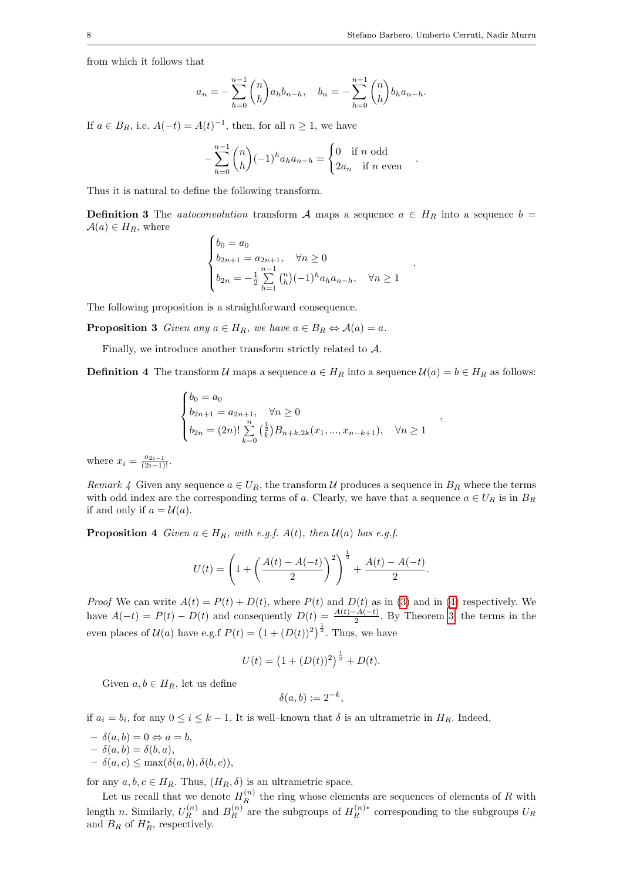from which it follows that

$$a_n = -\sum_{h=0}^{n-1} \binom{n}{h} a_h b_{n-h}, \quad b_n = -\sum_{h=0}^{n-1} \binom{n}{h} b_h a_{n-h}.$$

If $a \in B_R$, i.e. $A(-t) = A(t)^{-1}$, then, for all $n \geq 1$, we have

$$-\sum_{h=0}^{n-1} \binom{n}{h} (-1)^h a_h a_{n-h} = \begin{cases} 0 & \text{if } n \text{ odd} \\ 2a_n & \text{if } n \text{ even} \end{cases}.$$

Thus it is natural to define the following transform.

**Definition 3** The *autoconvolution* transform $\mathcal{A}$ maps a sequence $a \in H_R$ into a sequence $b = \mathcal{A}(a) \in H_R$, where

$$\begin{cases} b_0 = a_0 \\ b_{2n+1} = a_{2n+1}, \quad \forall n \geq 0 \\ b_{2n} = -\frac{1}{2} \sum\limits_{h=1}^{n-1} \binom{n}{h} (-1)^h a_h a_{n-h}, \quad \forall n \geq 1 \end{cases}.$$

The following proposition is a straightforward consequence.

**Proposition 3** *Given any $a \in H_R$, we have $a \in B_R \Leftrightarrow \mathcal{A}(a) = a$.*

Finally, we introduce another transform strictly related to $\mathcal{A}$.

**Definition 4** The transform $\mathcal{U}$ maps a sequence $a \in H_R$ into a sequence $\mathcal{U}(a) = b \in H_R$ as follows:

$$\begin{cases} b_0 = a_0 \\ b_{2n+1} = a_{2n+1}, \quad \forall n \geq 0 \\ b_{2n} = (2n)! \sum\limits_{k=0}^{n} \binom{\frac{1}{2}}{k} B_{n+k,2k}(x_1, ..., x_{n-k+1}), \quad \forall n \geq 1 \end{cases},$$

where $x_i = \frac{a_{2i-1}}{(2i-1)!}$.

*Remark 4* Given any sequence $a \in U_R$, the transform $\mathcal{U}$ produces a sequence in $B_R$ where the terms with odd index are the corresponding terms of $a$. Clearly, we have that a sequence $a \in U_R$ is in $B_R$ if and only if $a = \mathcal{U}(a)$.

**Proposition 4** *Given $a \in H_R$, with e.g.f. $A(t)$, then $\mathcal{U}(a)$ has e.g.f.*

$$U(t) = \left(1 + \left(\frac{A(t) - A(-t)}{2}\right)^2\right)^{\frac{1}{2}} + \frac{A(t) - A(-t)}{2}.$$

*Proof* We can write $A(t) = P(t) + D(t)$, where $P(t)$ and $D(t)$ as in (3) and in (4) respectively. We have $A(-t) = P(t) - D(t)$ and consequently $D(t) = \frac{A(t) - A(-t)}{2}$. By Theorem 3, the terms in the even places of $\mathcal{U}(a)$ have e.g.f $P(t) = \left(1 + (D(t))^2\right)^{\frac{1}{2}}$. Thus, we have

$$U(t) = \left(1 + (D(t))^2\right)^{\frac{1}{2}} + D(t).$$

Given $a, b \in H_R$, let us define

$$\delta(a, b) := 2^{-k},$$

if $a_i = b_i$, for any $0 \leq i \leq k-1$. It is well–known that $\delta$ is an ultrametric in $H_R$. Indeed,

- $\delta(a, b) = 0 \Leftrightarrow a = b$,
- $\delta(a, b) = \delta(b, a)$,
- $\delta(a, c) \leq \max(\delta(a, b), \delta(b, c))$,

for any $a, b, c \in H_R$. Thus, $(H_R, \delta)$ is an ultrametric space.

Let us recall that we denote $H_R^{(n)}$ the ring whose elements are sequences of elements of $R$ with length $n$. Similarly, $U_R^{(n)}$ and $B_R^{(n)}$ are the subgroups of $H_R^{(n)*}$ corresponding to the subgroups $U_R$ and $B_R$ of $H_R^*$, respectively.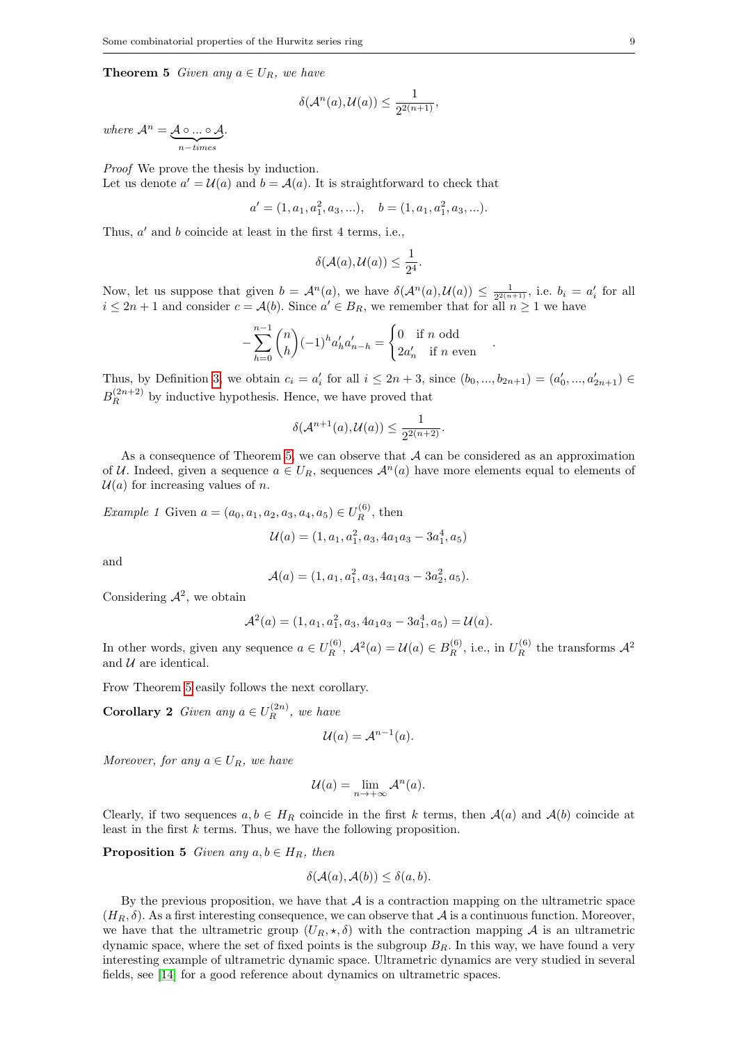**Theorem 5** *Given any $a \in U_R$, we have*

$$\delta(\mathcal{A}^n(a), \mathcal{U}(a)) \leq \frac{1}{2^{2(n+1)}},$$

*where $\mathcal{A}^n = \underbrace{\mathcal{A} \circ ... \circ \mathcal{A}}_{n-times}$.*

*Proof* We prove the thesis by induction.
Let us denote $a' = \mathcal{U}(a)$ and $b = \mathcal{A}(a)$. It is straightforward to check that

$$a' = (1, a_1, a_1^2, a_3, ...), \quad b = (1, a_1, a_1^2, a_3, ...).$$

Thus, $a'$ and $b$ coincide at least in the first 4 terms, i.e.,

$$\delta(\mathcal{A}(a), \mathcal{U}(a)) \leq \frac{1}{2^4}.$$

Now, let us suppose that given $b = \mathcal{A}^n(a)$, we have $\delta(\mathcal{A}^n(a), \mathcal{U}(a)) \leq \frac{1}{2^{2(n+1)}}$, i.e. $b_i = a'_i$ for all $i \leq 2n+1$ and consider $c = \mathcal{A}(b)$. Since $a' \in B_R$, we remember that for all $n \geq 1$ we have

$$-\sum_{h=0}^{n-1} \binom{n}{h} (-1)^h a'_h a'_{n-h} = \begin{cases} 0 & \text{if } n \text{ odd} \\ 2a'_n & \text{if } n \text{ even} \end{cases}.$$

Thus, by Definition 3, we obtain $c_i = a'_i$ for all $i \leq 2n+3$, since $(b_0, ..., b_{2n+1}) = (a'_0, ..., a'_{2n+1}) \in B_R^{(2n+2)}$ by inductive hypothesis. Hence, we have proved that

$$\delta(\mathcal{A}^{n+1}(a), \mathcal{U}(a)) \leq \frac{1}{2^{2(n+2)}}.$$

As a consequence of Theorem 5, we can observe that $\mathcal{A}$ can be considered as an approximation of $\mathcal{U}$. Indeed, given a sequence $a \in U_R$, sequences $\mathcal{A}^n(a)$ have more elements equal to elements of $\mathcal{U}(a)$ for increasing values of $n$.

*Example 1* Given $a = (a_0, a_1, a_2, a_3, a_4, a_5) \in U_R^{(6)}$, then

$$\mathcal{U}(a) = (1, a_1, a_1^2, a_3, 4a_1a_3 - 3a_1^4, a_5)$$

and

$$\mathcal{A}(a) = (1, a_1, a_1^2, a_3, 4a_1a_3 - 3a_2^2, a_5).$$

Considering $\mathcal{A}^2$, we obtain

$$\mathcal{A}^2(a) = (1, a_1, a_1^2, a_3, 4a_1a_3 - 3a_1^4, a_5) = \mathcal{U}(a).$$

In other words, given any sequence $a \in U_R^{(6)}$, $\mathcal{A}^2(a) = \mathcal{U}(a) \in B_R^{(6)}$, i.e., in $U_R^{(6)}$ the transforms $\mathcal{A}^2$ and $\mathcal{U}$ are identical.

Frow Theorem 5 easily follows the next corollary.

**Corollary 2** *Given any $a \in U_R^{(2n)}$, we have*

$$\mathcal{U}(a) = \mathcal{A}^{n-1}(a).$$

*Moreover, for any $a \in U_R$, we have*

$$\mathcal{U}(a) = \lim_{n \to +\infty} \mathcal{A}^n(a).$$

Clearly, if two sequences $a, b \in H_R$ coincide in the first $k$ terms, then $\mathcal{A}(a)$ and $\mathcal{A}(b)$ coincide at least in the first $k$ terms. Thus, we have the following proposition.

**Proposition 5** *Given any $a, b \in H_R$, then*

$$\delta(\mathcal{A}(a), \mathcal{A}(b)) \leq \delta(a, b).$$

By the previous proposition, we have that $\mathcal{A}$ is a contraction mapping on the ultrametric space $(H_R, \delta)$. As a first interesting consequence, we can observe that $\mathcal{A}$ is a continuous function. Moreover, we have that the ultrametric group $(U_R, \star, \delta)$ with the contraction mapping $\mathcal{A}$ is an ultrametric dynamic space, where the set of fixed points is the subgroup $B_R$. In this way, we have found a very interesting example of ultrametric dynamic space. Ultrametric dynamics are very studied in several fields, see [14] for a good reference about dynamics on ultrametric spaces.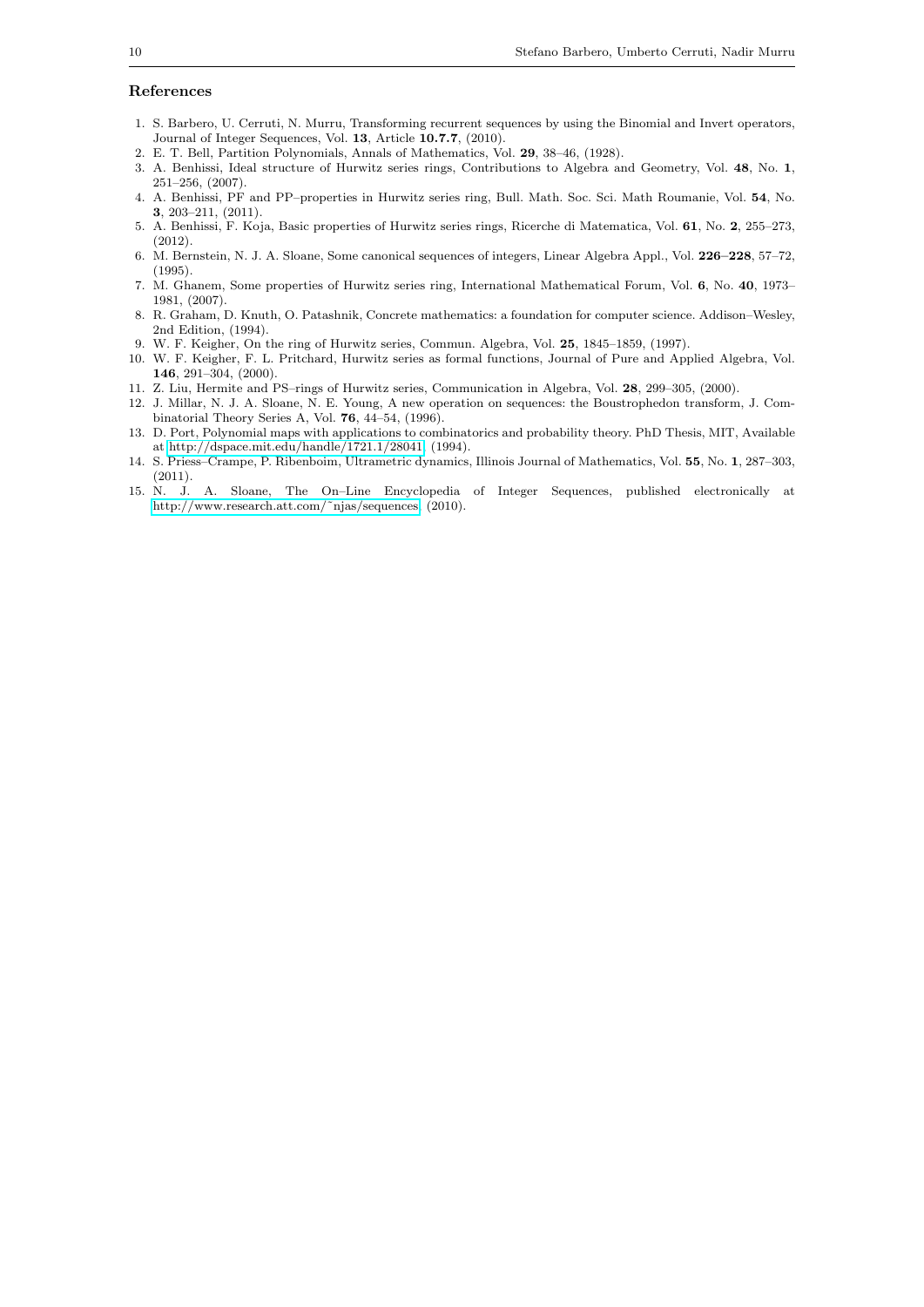## References

1. S. Barbero, U. Cerruti, N. Murru, Transforming recurrent sequences by using the Binomial and Invert operators, Journal of Integer Sequences, Vol. **13**, Article **10.7.7**, (2010).
2. E. T. Bell, Partition Polynomials, Annals of Mathematics, Vol. **29**, 38–46, (1928).
3. A. Benhissi, Ideal structure of Hurwitz series rings, Contributions to Algebra and Geometry, Vol. **48**, No. **1**, 251–256, (2007).
4. A. Benhissi, PF and PP–properties in Hurwitz series ring, Bull. Math. Soc. Sci. Math Roumanie, Vol. **54**, No. **3**, 203–211, (2011).
5. A. Benhissi, F. Koja, Basic properties of Hurwitz series rings, Ricerche di Matematica, Vol. **61**, No. **2**, 255–273, (2012).
6. M. Bernstein, N. J. A. Sloane, Some canonical sequences of integers, Linear Algebra Appl., Vol. **226–228**, 57–72, (1995).
7. M. Ghanem, Some properties of Hurwitz series ring, International Mathematical Forum, Vol. **6**, No. **40**, 1973–1981, (2007).
8. R. Graham, D. Knuth, O. Patashnik, Concrete mathematics: a foundation for computer science. Addison–Wesley, 2nd Edition, (1994).
9. W. F. Keigher, On the ring of Hurwitz series, Commun. Algebra, Vol. **25**, 1845–1859, (1997).
10. W. F. Keigher, F. L. Pritchard, Hurwitz series as formal functions, Journal of Pure and Applied Algebra, Vol. **146**, 291–304, (2000).
11. Z. Liu, Hermite and PS–rings of Hurwitz series, Communication in Algebra, Vol. **28**, 299–305, (2000).
12. J. Millar, N. J. A. Sloane, N. E. Young, A new operation on sequences: the Boustrophedon transform, J. Combinatorial Theory Series A, Vol. **76**, 44–54, (1996).
13. D. Port, Polynomial maps with applications to combinatorics and probability theory. PhD Thesis, MIT, Available at http://dspace.mit.edu/handle/1721.1/28041, (1994).
14. S. Priess–Crampe, P. Ribenboim, Ultrametric dynamics, Illinois Journal of Mathematics, Vol. **55**, No. **1**, 287–303, (2011).
15. N. J. A. Sloane, The On–Line Encyclopedia of Integer Sequences, published electronically at http://www.research.att.com/~njas/sequences, (2010).